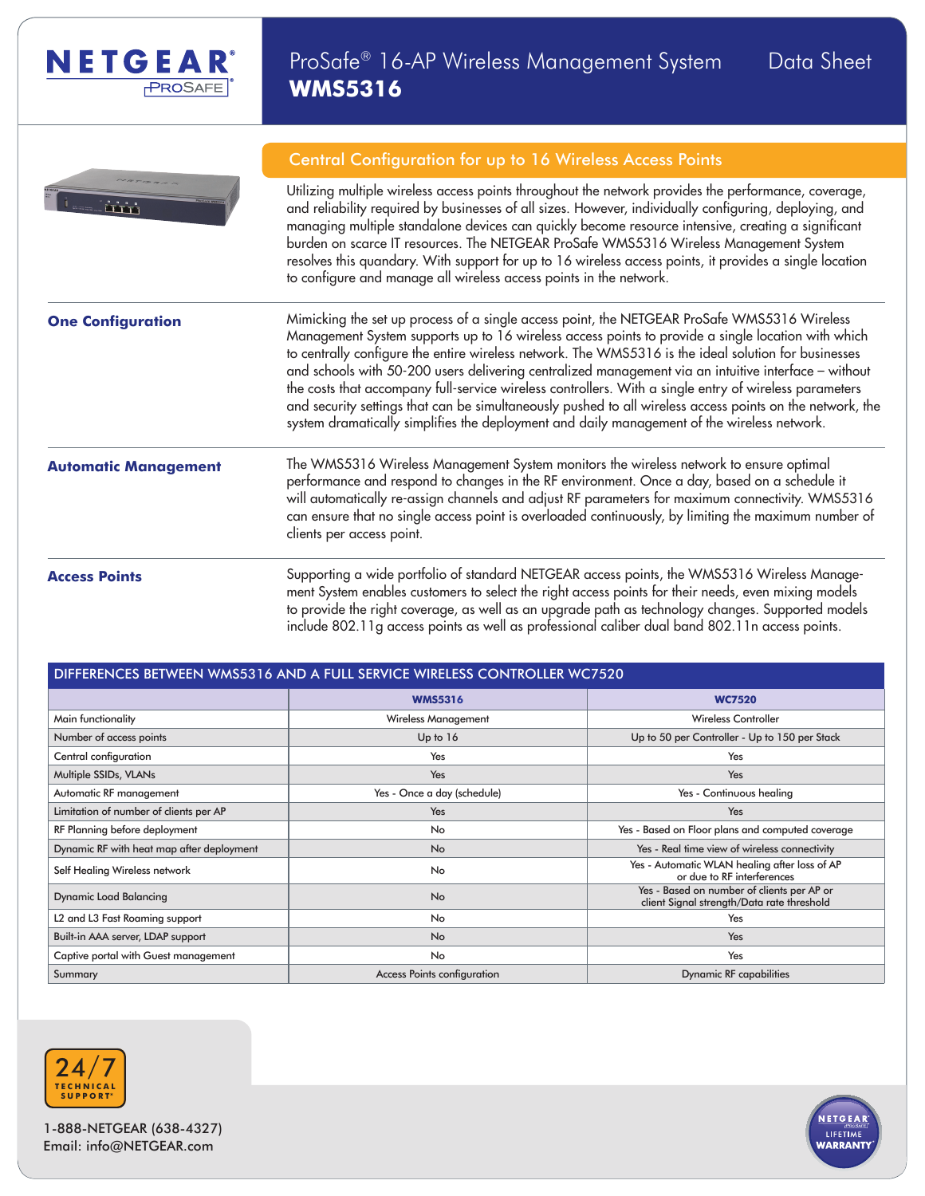# ProSafe® 16-AP Wireless Management System WMS5316

Data Sheet

## Central Configuration for up to 16 Wireless Access Points

Utilizing multiple wireless access points throughout the network provides the performance, coverage, and reliability required by businesses of all sizes. However, individually configuring, deploying, and managing multiple standalone devices can quickly become resource intensive, creating a significant burden on scarce IT resources. The NETGEAR ProSafe WMS5316 Wireless Management System resolves this quandary. With support for up to 16 wireless access points, it provides a single location to configure and manage all wireless access points in the network.

### One Configuration

Mimicking the set up process of a single access point, the NETGEAR ProSafe WMS5316 Wireless Management System supports up to 16 wireless access points to provide a single location with which to centrally configure the entire wireless network. The WMS5316 is the ideal solution for businesses and schools with 50-200 users delivering centralized management via an intuitive interface – without the costs that accompany full-service wireless controllers. With a single entry of wireless parameters and security settings that can be simultaneously pushed to all wireless access points on the network, the system dramatically simplifies the deployment and daily management of the wireless network.

### Automatic Management

The WMS5316 Wireless Management System monitors the wireless network to ensure optimal performance and respond to changes in the RF environment. Once a day, based on a schedule it will automatically re-assign channels and adjust RF parameters for maximum connectivity. WMS5316 can ensure that no single access point is overloaded continuously, by limiting the maximum number of clients per access point.

### Access Points

Supporting a wide portfolio of standard NETGEAR access points, the WMS5316 Wireless Management System enables customers to select the right access points for their needs, even mixing models to provide the right coverage, as well as an upgrade path as technology changes. Supported models include 802.11g access points as well as professional caliber dual band 802.11n access points.

## DIFFERENCES BETWEEN WMS5316 AND A FULL SERVICE WIRELESS CONTROLLER WC7520

| | WMS5316 | WC7520 |
|---|---|---|
| Main functionality | Wireless Management | Wireless Controller |
| Number of access points | Up to 16 | Up to 50 per Controller - Up to 150 per Stack |
| Central configuration | Yes | Yes |
| Multiple SSIDs, VLANs | Yes | Yes |
| Automatic RF management | Yes - Once a day (schedule) | Yes - Continuous healing |
| Limitation of number of clients per AP | Yes | Yes |
| RF Planning before deployment | No | Yes - Based on Floor plans and computed coverage |
| Dynamic RF with heat map after deployment | No | Yes - Real time view of wireless connectivity |
| Self Healing Wireless network | No | Yes - Automatic WLAN healing after loss of AP or due to RF interferences |
| Dynamic Load Balancing | No | Yes - Based on number of clients per AP or client Signal strength/Data rate threshold |
| L2 and L3 Fast Roaming support | No | Yes |
| Built-in AAA server, LDAP support | No | Yes |
| Captive portal with Guest management | No | Yes |
| Summary | Access Points configuration | Dynamic RF capabilities |

24/7 TECHNICAL SUPPORT*

1-888-NETGEAR (638-4327)
Email: info@NETGEAR.com

NETGEAR ProSafe LIFETIME WARRANTY*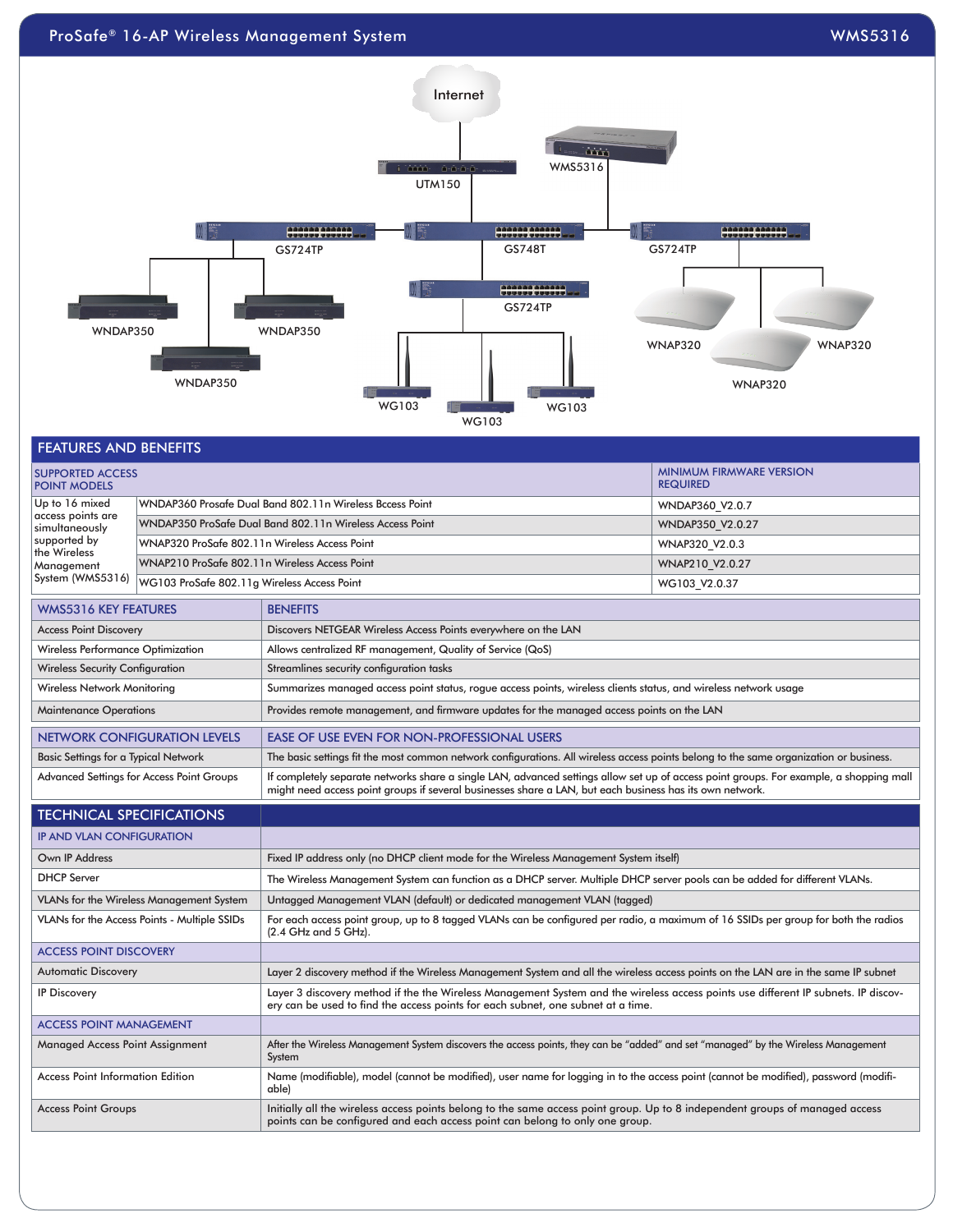## FEATURES AND BENEFITS

| SUPPORTED ACCESS POINT MODELS | | MINIMUM FIRMWARE VERSION REQUIRED |
|---|---|---|
| Up to 16 mixed access points are simultaneously supported by the Wireless Management System (WMS5316) | WNDAP360 Prosafe Dual Band 802.11n Wireless Bccess Point | WNDAP360_V2.0.7 |
| | WNDAP350 ProSafe Dual Band 802.11n Wireless Access Point | WNDAP350_V2.0.27 |
| | WNAP320 ProSafe 802.11n Wireless Access Point | WNAP320_V2.0.3 |
| | WNAP210 ProSafe 802.11n Wireless Access Point | WNAP210_V2.0.27 |
| | WG103 ProSafe 802.11g Wireless Access Point | WG103_V2.0.37 |

| WMS5316 KEY FEATURES | BENEFITS |
|---|---|
| Access Point Discovery | Discovers NETGEAR Wireless Access Points everywhere on the LAN |
| Wireless Performance Optimization | Allows centralized RF management, Quality of Service (QoS) |
| Wireless Security Configuration | Streamlines security configuration tasks |
| Wireless Network Monitoring | Summarizes managed access point status, rogue access points, wireless clients status, and wireless network usage |
| Maintenance Operations | Provides remote management, and firmware updates for the managed access points on the LAN |

| NETWORK CONFIGURATION LEVELS | EASE OF USE EVEN FOR NON-PROFESSIONAL USERS |
|---|---|
| Basic Settings for a Typical Network | The basic settings fit the most common network configurations. All wireless access points belong to the same organization or business. |
| Advanced Settings for Access Point Groups | If completely separate networks share a single LAN, advanced settings allow set up of access point groups. For example, a shopping mall might need access point groups if several businesses share a LAN, but each business has its own network. |

## TECHNICAL SPECIFICATIONS

| IP AND VLAN CONFIGURATION | |
|---|---|
| Own IP Address | Fixed IP address only (no DHCP client mode for the Wireless Management System itself) |
| DHCP Server | The Wireless Management System can function as a DHCP server. Multiple DHCP server pools can be added for different VLANs. |
| VLANs for the Wireless Management System | Untagged Management VLAN (default) or dedicated management VLAN (tagged) |
| VLANs for the Access Points - Multiple SSIDs | For each access point group, up to 8 tagged VLANs can be configured per radio, a maximum of 16 SSIDs per group for both the radios (2.4 GHz and 5 GHz). |
| **ACCESS POINT DISCOVERY** | |
| Automatic Discovery | Layer 2 discovery method if the Wireless Management System and all the wireless access points on the LAN are in the same IP subnet |
| IP Discovery | Layer 3 discovery method if the the Wireless Management System and the wireless access points use different IP subnets. IP discovery can be used to find the access points for each subnet, one subnet at a time. |
| **ACCESS POINT MANAGEMENT** | |
| Managed Access Point Assignment | After the Wireless Management System discovers the access points, they can be "added" and set "managed" by the Wireless Management System |
| Access Point Information Edition | Name (modifiable), model (cannot be modified), user name for logging in to the access point (cannot be modified), password (modifiable) |
| Access Point Groups | Initially all the wireless access points belong to the same access point group. Up to 8 independent groups of managed access points can be configured and each access point can belong to only one group. |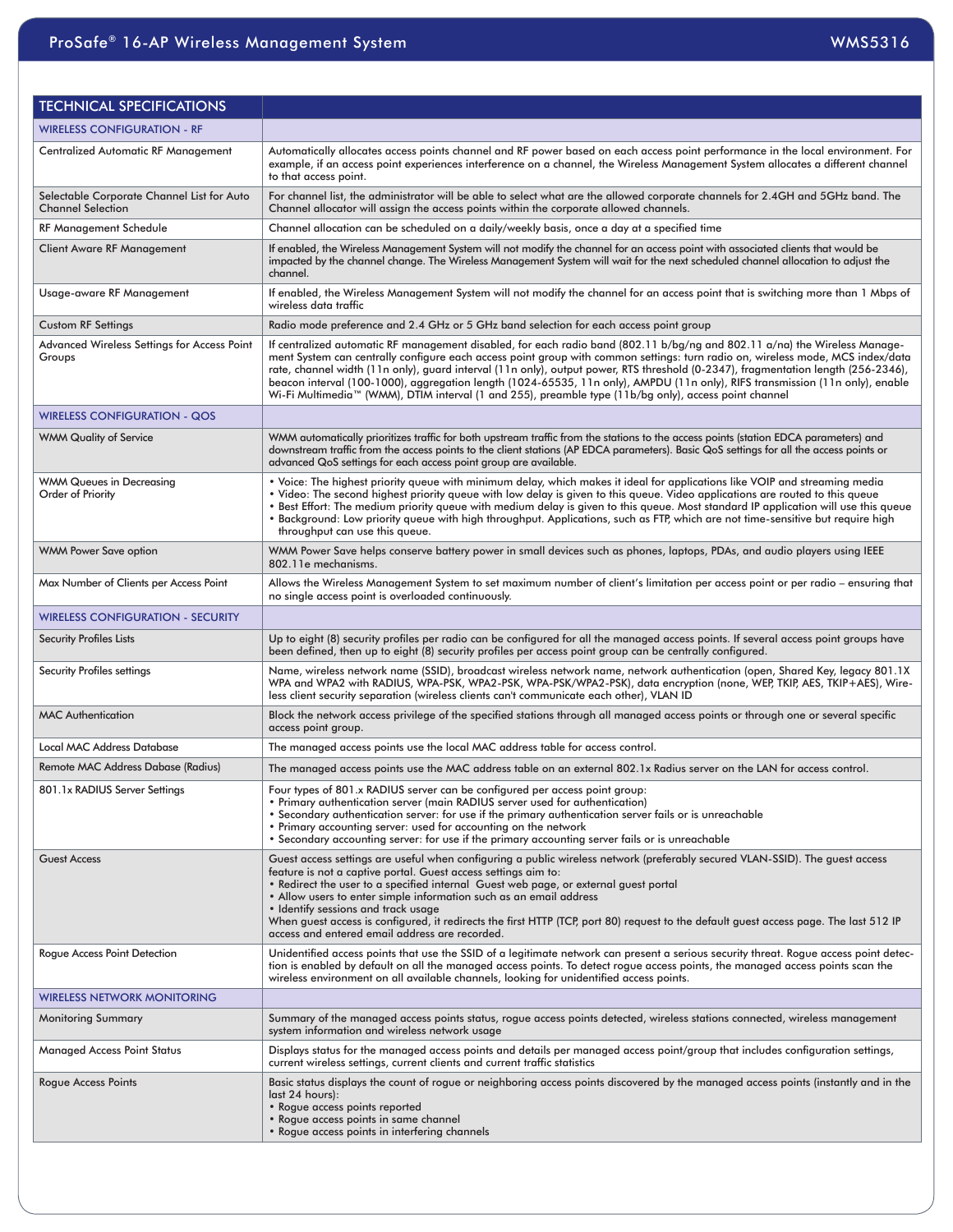| TECHNICAL SPECIFICATIONS | |
|---|---|
| **WIRELESS CONFIGURATION - RF** | |
| Centralized Automatic RF Management | Automatically allocates access points channel and RF power based on each access point performance in the local environment. For example, if an access point experiences interference on a channel, the Wireless Management System allocates a different channel to that access point. |
| Selectable Corporate Channel List for Auto Channel Selection | For channel list, the administrator will be able to select what are the allowed corporate channels for 2.4GH and 5GHz band. The Channel allocator will assign the access points within the corporate allowed channels. |
| RF Management Schedule | Channel allocation can be scheduled on a daily/weekly basis, once a day at a specified time |
| Client Aware RF Management | If enabled, the Wireless Management System will not modify the channel for an access point with associated clients that would be impacted by the channel change. The Wireless Management System will wait for the next scheduled channel allocation to adjust the channel. |
| Usage-aware RF Management | If enabled, the Wireless Management System will not modify the channel for an access point that is switching more than 1 Mbps of wireless data traffic |
| Custom RF Settings | Radio mode preference and 2.4 GHz or 5 GHz band selection for each access point group |
| Advanced Wireless Settings for Access Point Groups | If centralized automatic RF management disabled, for each radio band (802.11 b/bg/ng and 802.11 a/na) the Wireless Management System can centrally configure each access point group with common settings: turn radio on, wireless mode, MCS index/data rate, channel width (11n only), guard interval (11n only), output power, RTS threshold (0-2347), fragmentation length (256-2346), beacon interval (100-1000), aggregation length (1024-65535, 11n only), AMPDU (11n only), RIFS transmission (11n only), enable Wi-Fi Multimedia™ (WMM), DTIM interval (1 and 255), preamble type (11b/bg only), access point channel |
| **WIRELESS CONFIGURATION - QOS** | |
| WMM Quality of Service | WMM automatically prioritizes traffic for both upstream traffic from the stations to the access points (station EDCA parameters) and downstream traffic from the access points to the client stations (AP EDCA parameters). Basic QoS settings for all the access points or advanced QoS settings for each access point group are available. |
| WMM Queues in Decreasing Order of Priority | • Voice: The highest priority queue with minimum delay, which makes it ideal for applications like VOIP and streaming media<br>• Video: The second highest priority queue with low delay is given to this queue. Video applications are routed to this queue<br>• Best Effort: The medium priority queue with medium delay is given to this queue. Most standard IP application will use this queue<br>• Background: Low priority queue with high throughput. Applications, such as FTP, which are not time-sensitive but require high throughput can use this queue. |
| WMM Power Save option | WMM Power Save helps conserve battery power in small devices such as phones, laptops, PDAs, and audio players using IEEE 802.11e mechanisms. |
| Max Number of Clients per Access Point | Allows the Wireless Management System to set maximum number of client's limitation per access point or per radio – ensuring that no single access point is overloaded continuously. |
| **WIRELESS CONFIGURATION - SECURITY** | |
| Security Profiles Lists | Up to eight (8) security profiles per radio can be configured for all the managed access points. If several access point groups have been defined, then up to eight (8) security profiles per access point group can be centrally configured. |
| Security Profiles settings | Name, wireless network name (SSID), broadcast wireless network name, network authentication (open, Shared Key, legacy 801.1X WPA and WPA2 with RADIUS, WPA-PSK, WPA2-PSK, WPA-PSK/WPA2-PSK), data encryption (none, WEP, TKIP, AES, TKIP+AES), Wireless client security separation (wireless clients can't communicate each other), VLAN ID |
| MAC Authentication | Block the network access privilege of the specified stations through all managed access points or through one or several specific access point group. |
| Local MAC Address Database | The managed access points use the local MAC address table for access control. |
| Remote MAC Address Dabase (Radius) | The managed access points use the MAC address table on an external 802.1x Radius server on the LAN for access control. |
| 801.1x RADIUS Server Settings | Four types of 801.x RADIUS server can be configured per access point group:<br>• Primary authentication server (main RADIUS server used for authentication)<br>• Secondary authentication server: for use if the primary authentication server fails or is unreachable<br>• Primary accounting server: used for accounting on the network<br>• Secondary accounting server: for use if the primary accounting server fails or is unreachable |
| Guest Access | Guest access settings are useful when configuring a public wireless network (preferably secured VLAN-SSID). The guest access feature is not a captive portal. Guest access settings aim to:<br>• Redirect the user to a specified internal Guest web page, or external guest portal<br>• Allow users to enter simple information such as an email address<br>• Identify sessions and track usage<br>When guest access is configured, it redirects the first HTTP (TCP, port 80) request to the default guest access page. The last 512 IP access and entered email address are recorded. |
| Rogue Access Point Detection | Unidentified access points that use the SSID of a legitimate network can present a serious security threat. Rogue access point detection is enabled by default on all the managed access points. To detect rogue access points, the managed access points scan the wireless environment on all available channels, looking for unidentified access points. |
| **WIRELESS NETWORK MONITORING** | |
| Monitoring Summary | Summary of the managed access points status, rogue access points detected, wireless stations connected, wireless management system information and wireless network usage |
| Managed Access Point Status | Displays status for the managed access points and details per managed access point/group that includes configuration settings, current wireless settings, current clients and current traffic statistics |
| Rogue Access Points | Basic status displays the count of rogue or neighboring access points discovered by the managed access points (instantly and in the last 24 hours):<br>• Rogue access points reported<br>• Rogue access points in same channel<br>• Rogue access points in interfering channels |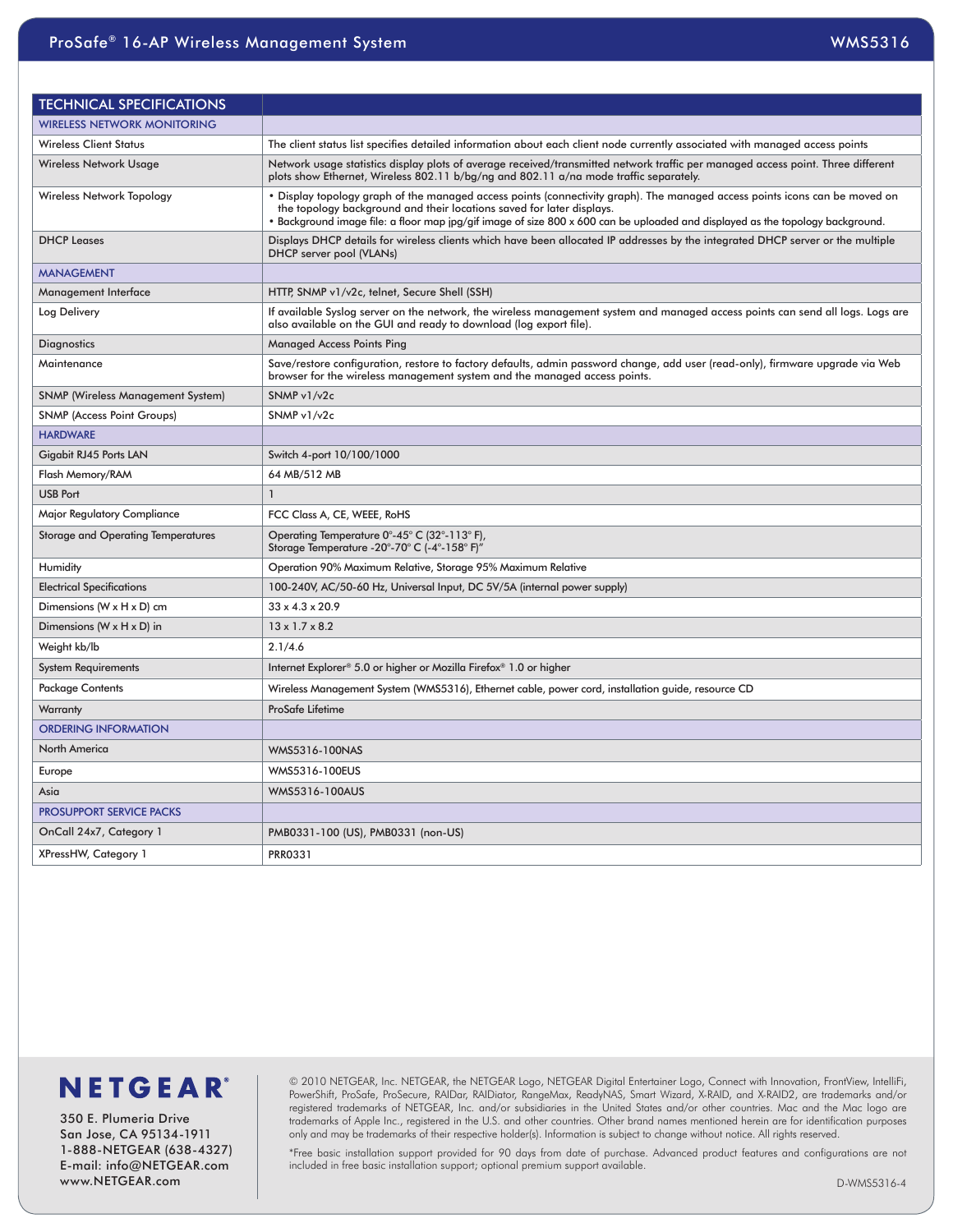| TECHNICAL SPECIFICATIONS | |
|---|---|
| WIRELESS NETWORK MONITORING | |
| Wireless Client Status | The client status list specifies detailed information about each client node currently associated with managed access points |
| Wireless Network Usage | Network usage statistics display plots of average received/transmitted network traffic per managed access point. Three different plots show Ethernet, Wireless 802.11 b/bg/ng and 802.11 a/na mode traffic separately. |
| Wireless Network Topology | • Display topology graph of the managed access points (connectivity graph). The managed access points icons can be moved on the topology background and their locations saved for later displays.<br>• Background image file: a floor map jpg/gif image of size 800 x 600 can be uploaded and displayed as the topology background. |
| DHCP Leases | Displays DHCP details for wireless clients which have been allocated IP addresses by the integrated DHCP server or the multiple DHCP server pool (VLANs) |
| MANAGEMENT | |
| Management Interface | HTTP, SNMP v1/v2c, telnet, Secure Shell (SSH) |
| Log Delivery | If available Syslog server on the network, the wireless management system and managed access points can send all logs. Logs are also available on the GUI and ready to download (log export file). |
| Diagnostics | Managed Access Points Ping |
| Maintenance | Save/restore configuration, restore to factory defaults, admin password change, add user (read-only), firmware upgrade via Web browser for the wireless management system and the managed access points. |
| SNMP (Wireless Management System) | SNMP v1/v2c |
| SNMP (Access Point Groups) | SNMP v1/v2c |
| HARDWARE | |
| Gigabit RJ45 Ports LAN | Switch 4-port 10/100/1000 |
| Flash Memory/RAM | 64 MB/512 MB |
| USB Port | 1 |
| Major Regulatory Compliance | FCC Class A, CE, WEEE, RoHS |
| Storage and Operating Temperatures | Operating Temperature 0°-45° C (32°-113° F),<br>Storage Temperature -20°-70° C (-4°-158° F)" |
| Humidity | Operation 90% Maximum Relative, Storage 95% Maximum Relative |
| Electrical Specifications | 100-240V, AC/50-60 Hz, Universal Input, DC 5V/5A (internal power supply) |
| Dimensions (W x H x D) cm | 33 x 4.3 x 20.9 |
| Dimensions (W x H x D) in | 13 x 1.7 x 8.2 |
| Weight kb/lb | 2.1/4.6 |
| System Requirements | Internet Explorer® 5.0 or higher or Mozilla Firefox® 1.0 or higher |
| Package Contents | Wireless Management System (WMS5316), Ethernet cable, power cord, installation guide, resource CD |
| Warranty | ProSafe Lifetime |
| ORDERING INFORMATION | |
| North America | WMS5316-100NAS |
| Europe | WMS5316-100EUS |
| Asia | WMS5316-100AUS |
| PROSUPPORT SERVICE PACKS | |
| OnCall 24x7, Category 1 | PMB0331-100 (US), PMB0331 (non-US) |
| XPressHW, Category 1 | PRR0331 |

NETGEAR®

350 E. Plumeria Drive
San Jose, CA 95134-1911
1-888-NETGEAR (638-4327)
E-mail: info@NETGEAR.com
www.NETGEAR.com

© 2010 NETGEAR, Inc. NETGEAR, the NETGEAR Logo, NETGEAR Digital Entertainer Logo, Connect with Innovation, FrontView, IntelliFi, PowerShift, ProSafe, ProSecure, RAIDar, RAIDiator, RangeMax, ReadyNAS, Smart Wizard, X-RAID, and X-RAID2, are trademarks and/or registered trademarks of NETGEAR, Inc. and/or subsidiaries in the United States and/or other countries. Mac and the Mac logo are trademarks of Apple Inc., registered in the U.S. and other countries. Other brand names mentioned herein are for identification purposes only and may be trademarks of their respective holder(s). Information is subject to change without notice. All rights reserved.

*Free basic installation support provided for 90 days from date of purchase. Advanced product features and configurations are not included in free basic installation support; optional premium support available.

D-WMS5316-4